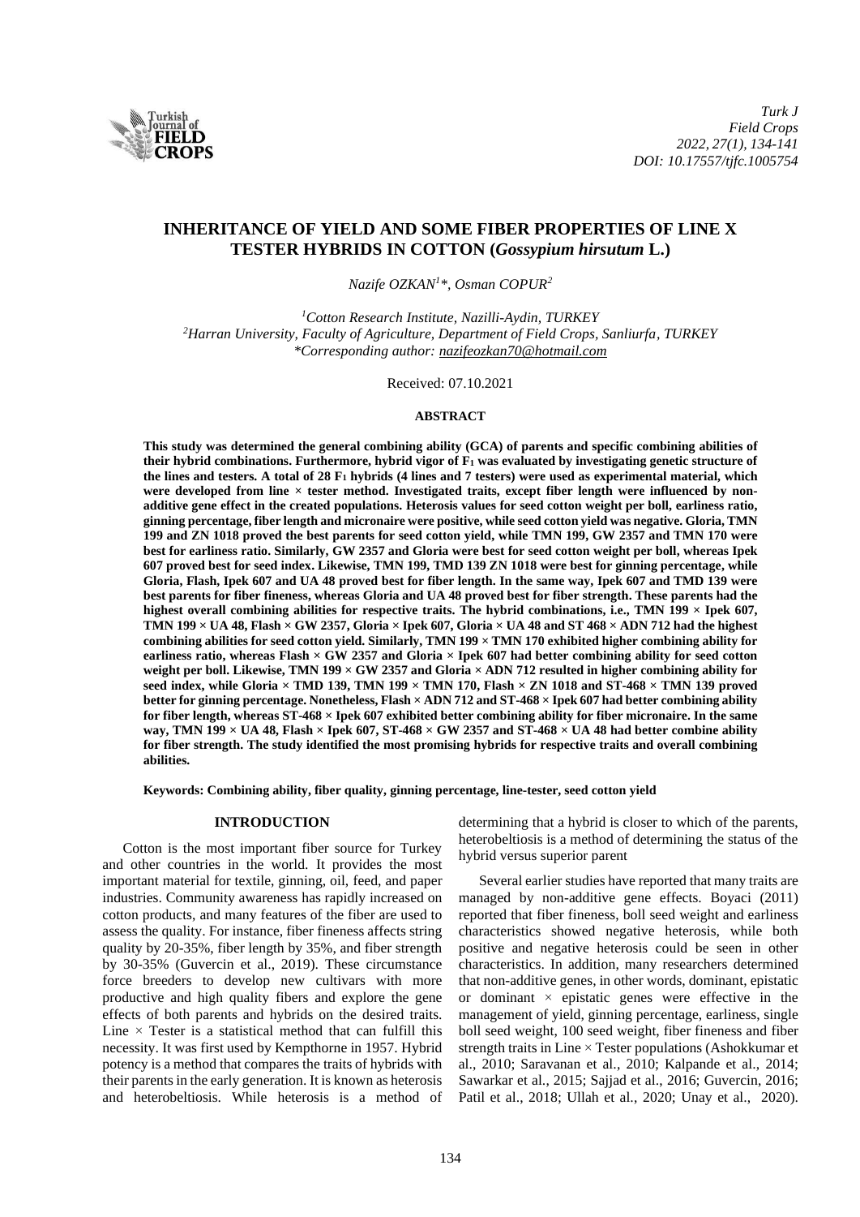# INHERITANCE OF YIELD AND SOME FIBER PROPERTIES OF LINE X TESTER HYBRIDS IN COTTON (*Gossypium hirsutum* L.)

*Nazife OZKAN[1]\*, Osman COPUR[2]*

[1]Cotton Research Institute, Nazilli-Aydin, TURKEY
[2]Harran University, Faculty of Agriculture, Department of Field Crops, Sanliurfa, TURKEY
\*Corresponding author: nazifeozkan70@hotmail.com

Received: 07.10.2021

## ABSTRACT

**This study was determined the general combining ability (GCA) of parents and specific combining abilities of their hybrid combinations. Furthermore, hybrid vigor of $F_1$ was evaluated by investigating genetic structure of the lines and testers. A total of 28 $F_1$ hybrids (4 lines and 7 testers) were used as experimental material, which were developed from line × tester method. Investigated traits, except fiber length were influenced by non-additive gene effect in the created populations. Heterosis values for seed cotton weight per boll, earliness ratio, ginning percentage, fiber length and micronaire were positive, while seed cotton yield was negative. Gloria, TMN 199 and ZN 1018 proved the best parents for seed cotton yield, while TMN 199, GW 2357 and TMN 170 were best for earliness ratio. Similarly, GW 2357 and Gloria were best for seed cotton weight per boll, whereas Ipek 607 proved best for seed index. Likewise, TMN 199, TMD 139 ZN 1018 were best for ginning percentage, while Gloria, Flash, Ipek 607 and UA 48 proved best for fiber length. In the same way, Ipek 607 and TMD 139 were best parents for fiber fineness, whereas Gloria and UA 48 proved best for fiber strength. These parents had the highest overall combining abilities for respective traits. The hybrid combinations, i.e., TMN 199 × Ipek 607, TMN 199 × UA 48, Flash × GW 2357, Gloria × Ipek 607, Gloria × UA 48 and ST 468 × ADN 712 had the highest combining abilities for seed cotton yield. Similarly, TMN 199 × TMN 170 exhibited higher combining ability for earliness ratio, whereas Flash × GW 2357 and Gloria × Ipek 607 had better combining ability for seed cotton weight per boll. Likewise, TMN 199 × GW 2357 and Gloria × ADN 712 resulted in higher combining ability for seed index, while Gloria × TMD 139, TMN 199 × TMN 170, Flash × ZN 1018 and ST-468 × TMN 139 proved better for ginning percentage. Nonetheless, Flash × ADN 712 and ST-468 × Ipek 607 had better combining ability for fiber length, whereas ST-468 × Ipek 607 exhibited better combining ability for fiber micronaire. In the same way, TMN 199 × UA 48, Flash × Ipek 607, ST-468 × GW 2357 and ST-468 × UA 48 had better combine ability for fiber strength. The study identified the most promising hybrids for respective traits and overall combining abilities.**

**Keywords: Combining ability, fiber quality, ginning percentage, line-tester, seed cotton yield**

## INTRODUCTION

Cotton is the most important fiber source for Turkey and other countries in the world. It provides the most important material for textile, ginning, oil, feed, and paper industries. Community awareness has rapidly increased on cotton products, and many features of the fiber are used to assess the quality. For instance, fiber fineness affects string quality by 20-35%, fiber length by 35%, and fiber strength by 30-35% (Guvercin et al., 2019). These circumstance force breeders to develop new cultivars with more productive and high quality fibers and explore the gene effects of both parents and hybrids on the desired traits. Line × Tester is a statistical method that can fulfill this necessity. It was first used by Kempthorne in 1957. Hybrid potency is a method that compares the traits of hybrids with their parents in the early generation. It is known as heterosis and heterobeltiosis. While heterosis is a method of determining that a hybrid is closer to which of the parents, heterobeltiosis is a method of determining the status of the hybrid versus superior parent

Several earlier studies have reported that many traits are managed by non-additive gene effects. Boyaci (2011) reported that fiber fineness, boll seed weight and earliness characteristics showed negative heterosis, while both positive and negative heterosis could be seen in other characteristics. In addition, many researchers determined that non-additive genes, in other words, dominant, epistatic or dominant × epistatic genes were effective in the management of yield, ginning percentage, earliness, single boll seed weight, 100 seed weight, fiber fineness and fiber strength traits in Line × Tester populations (Ashokkumar et al., 2010; Saravanan et al., 2010; Kalpande et al., 2014; Sawarkar et al., 2015; Sajjad et al., 2016; Guvercin, 2016; Patil et al., 2018; Ullah et al., 2020; Unay et al., 2020).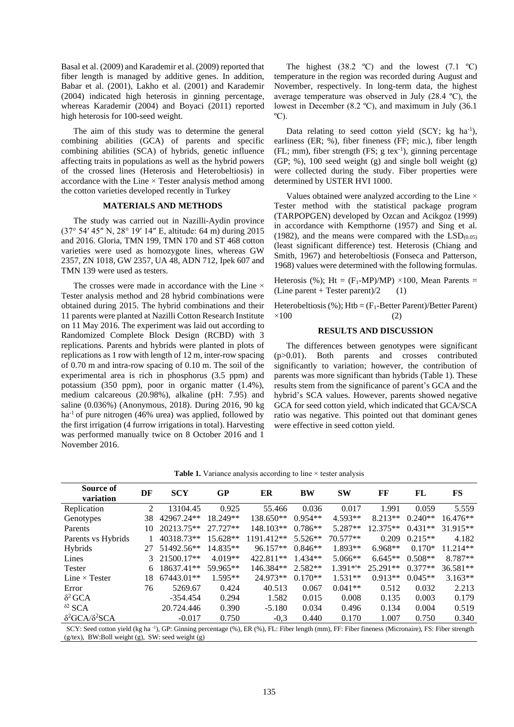Basal et al. (2009) and Karademir et al. (2009) reported that fiber length is managed by additive genes. In addition, Babar et al. (2001), Lakho et al. (2001) and Karademir (2004) indicated high heterosis in ginning percentage, whereas Karademir (2004) and Boyaci (2011) reported high heterosis for 100-seed weight.

The aim of this study was to determine the general combining abilities (GCA) of parents and specific combining abilities (SCA) of hybrids, genetic influence affecting traits in populations as well as the hybrid powers of the crossed lines (Heterosis and Heterobeltiosis) in accordance with the Line × Tester analysis method among the cotton varieties developed recently in Turkey

## MATERIALS AND METHODS

The study was carried out in Nazilli-Aydin province (37° 54′ 45″ N, 28° 19′ 14″ E, altitude: 64 m) during 2015 and 2016. Gloria, TMN 199, TMN 170 and ST 468 cotton varieties were used as homozygote lines, whereas GW 2357, ZN 1018, GW 2357, UA 48, ADN 712, Ipek 607 and TMN 139 were used as testers.

The crosses were made in accordance with the Line × Tester analysis method and 28 hybrid combinations were obtained during 2015. The hybrid combinations and their 11 parents were planted at Nazilli Cotton Research Institute on 11 May 2016. The experiment was laid out according to Randomized Complete Block Design (RCBD) with 3 replications. Parents and hybrids were planted in plots of replications as 1 row with length of 12 m, inter-row spacing of 0.70 m and intra-row spacing of 0.10 m. The soil of the experimental area is rich in phosphorus (3.5 ppm) and potassium (350 ppm), poor in organic matter (1.4%), medium calcareous (20.98%), alkaline (pH: 7.95) and saline (0.036%) (Anonymous, 2018). During 2016, 90 kg $ha^{-1}$ of pure nitrogen (46% urea) was applied, followed by the first irrigation (4 furrow irrigations in total). Harvesting was performed manually twice on 8 October 2016 and 1 November 2016.

The highest (38.2 ºC) and the lowest (7.1 ºC) temperature in the region was recorded during August and November, respectively. In long-term data, the highest average temperature was observed in July (28.4 ºC), the lowest in December (8.2 ºC), and maximum in July (36.1 ºC).

Data relating to seed cotton yield (SCY; kg $ha^{-1}$), earliness (ER; %), fiber fineness (FF; mic.), fiber length (FL; mm), fiber strength (FS; g $tex^{-1}$), ginning percentage (GP; %), 100 seed weight (g) and single boll weight (g) were collected during the study. Fiber properties were determined by USTER HVI 1000.

Values obtained were analyzed according to the Line × Tester method with the statistical package program (TARPOPGEN) developed by Ozcan and Acikgoz (1999) in accordance with Kempthorne (1957) and Sing et al. (1982), and the means were compared with the $LSD_{(0.05)}$ (least significant difference) test. Heterosis (Chiang and Smith, 1967) and heterobeltiosis (Fonseca and Patterson, 1968) values were determined with the following formulas.

Heterosis (%); $Ht = (F_1\text{-}MP)/MP) \times 100$, Mean Parents = (Line parent + Tester parent)/2 (1)

Heterobeltiosis (%); $Htb = (F_1\text{-Better Parent})/\text{Better Parent}) \times 100$ (2)

## RESULTS AND DISCUSSION

The differences between genotypes were significant (p>0.01). Both parents and crosses contributed significantly to variation; however, the contribution of parents was more significant than hybrids (Table 1). These results stem from the significance of parent's GCA and the hybrid's SCA values. However, parents showed negative GCA for seed cotton yield, which indicated that GCA/SCA ratio was negative. This pointed out that dominant genes were effective in seed cotton yield.

**Table 1.** Variance analysis according to line × tester analysis

| Source of variation | DF | SCY | GP | ER | BW | SW | FF | FL | FS |
|---|---|---|---|---|---|---|---|---|---|
| Replication | 2 | 13104.45 | 0.925 | 55.466 | 0.036 | 0.017 | 1.991 | 0.059 | 5.559 |
| Genotypes | 38 | 42967.24** | 18.249** | 138.650** | 0.954** | 4.593** | 8.213** | 0.240** | 16.476** |
| Parents | 10 | 20213.75** | 27.727** | 148.103** | 0.786** | 5.287** | 12.375** | 0.431** | 31.915** |
| Parents vs Hybrids | 1 | 40318.73** | 15.628** | 1191.412** | 5.526** | 70.577** | 0.209 | 0.215** | 4.182 |
| Hybrids | 27 | 51492.56** | 14.835** | 96.157** | 0.846** | 1.893** | 6.968** | 0.170* | 11.214** |
| Lines | 3 | 21500.17** | 4.019** | 422.811** | 1.434** | 5.066** | 6.645** | 0.508** | 8.787** |
| Tester | 6 | 18637.41** | 59.965** | 146.384** | 2.582** | 1.391*'* | 25.291** | 0.377** | 36.581** |
| Line × Tester | 18 | 67443.01** | 1.595** | 24.973** | 0.170** | 1.531** | 0.913** | 0.045** | 3.163** |
| Error | 76 | 5269.67 | 0.424 | 40.513 | 0.067 | 0.041** | 0.512 | 0.032 | 2.213 |
| $\delta^2$ GCA | | -354.454 | 0.294 | 1.582 | 0.015 | 0.008 | 0.135 | 0.003 | 0.179 |
| $^{\delta 2}$ SCA | | 20.724.446 | 0.390 | -5.180 | 0.034 | 0.496 | 0.134 | 0.004 | 0.519 |
| $\delta^2GCA/\delta^2SCA$ | | -0.017 | 0.750 | -0,3 | 0.440 | 0.170 | 1.007 | 0.750 | 0.340 |

SCY: Seed cotton yield (kg $ha^{-1}$), GP: Ginning percentage (%), ER (%), FL: Fiber length (mm), FF: Fiber fineness (Micronaire), FS: Fiber strength (g/tex), BW:Boll weight (g), SW: seed weight (g)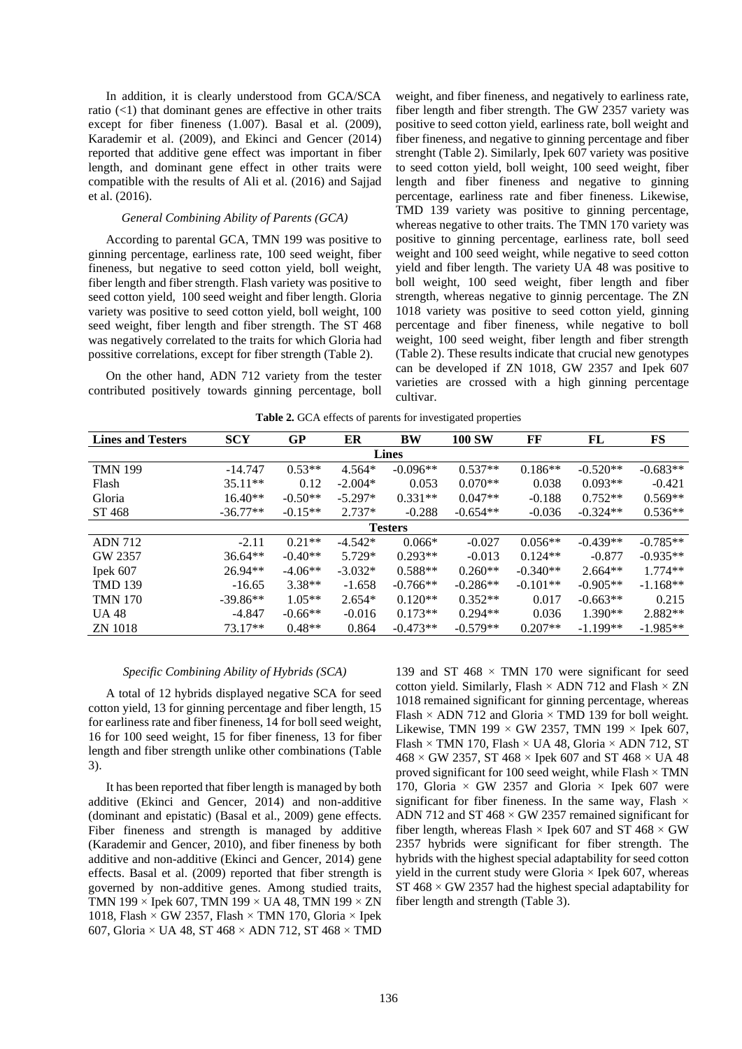In addition, it is clearly understood from GCA/SCA ratio (<1) that dominant genes are effective in other traits except for fiber fineness (1.007). Basal et al. (2009), Karademir et al. (2009), and Ekinci and Gencer (2014) reported that additive gene effect was important in fiber length, and dominant gene effect in other traits were compatible with the results of Ali et al. (2016) and Sajjad et al. (2016).

### *General Combining Ability of Parents (GCA)*

According to parental GCA, TMN 199 was positive to ginning percentage, earliness rate, 100 seed weight, fiber fineness, but negative to seed cotton yield, boll weight, fiber length and fiber strength. Flash variety was positive to seed cotton yield, 100 seed weight and fiber length. Gloria variety was positive to seed cotton yield, boll weight, 100 seed weight, fiber length and fiber strength. The ST 468 was negatively correlated to the traits for which Gloria had possitive correlations, except for fiber strength (Table 2).

On the other hand, ADN 712 variety from the tester contributed positively towards ginning percentage, boll weight, and fiber fineness, and negatively to earliness rate, fiber length and fiber strength. The GW 2357 variety was positive to seed cotton yield, earliness rate, boll weight and fiber fineness, and negative to ginning percentage and fiber strenght (Table 2). Similarly, Ipek 607 variety was positive to seed cotton yield, boll weight, 100 seed weight, fiber length and fiber fineness and negative to ginning percentage, earliness rate and fiber fineness. Likewise, TMD 139 variety was positive to ginning percentage, whereas negative to other traits. The TMN 170 variety was positive to ginning percentage, earliness rate, boll seed weight and 100 seed weight, while negative to seed cotton yield and fiber length. The variety UA 48 was positive to boll weight, 100 seed weight, fiber length and fiber strength, whereas negative to ginnig percentage. The ZN 1018 variety was positive to seed cotton yield, ginning percentage and fiber fineness, while negative to boll weight, 100 seed weight, fiber length and fiber strength (Table 2). These results indicate that crucial new genotypes can be developed if ZN 1018, GW 2357 and Ipek 607 varieties are crossed with a high ginning percentage cultivar.

**Table 2.** GCA effects of parents for investigated properties

| Lines and Testers | SCY | GP | ER | BW | 100 SW | FF | FL | FS |
|---|---|---|---|---|---|---|---|---|
| **Lines** | | | | | | | | |
| TMN 199 | -14.747 | 0.53** | 4.564* | -0.096** | 0.537** | 0.186** | -0.520** | -0.683** |
| Flash | 35.11** | 0.12 | -2.004* | 0.053 | 0.070** | 0.038 | 0.093** | -0.421 |
| Gloria | 16.40** | -0.50** | -5.297* | 0.331** | 0.047** | -0.188 | 0.752** | 0.569** |
| ST 468 | -36.77** | -0.15** | 2.737* | -0.288 | -0.654** | -0.036 | -0.324** | 0.536** |
| **Testers** | | | | | | | | |
| ADN 712 | -2.11 | 0.21** | -4.542* | 0.066* | -0.027 | 0.056** | -0.439** | -0.785** |
| GW 2357 | 36.64** | -0.40** | 5.729* | 0.293** | -0.013 | 0.124** | -0.877 | -0.935** |
| Ipek 607 | 26.94** | -4.06** | -3.032* | 0.588** | 0.260** | -0.340** | 2.664** | 1.774** |
| TMD 139 | -16.65 | 3.38** | -1.658 | -0.766** | -0.286** | -0.101** | -0.905** | -1.168** |
| TMN 170 | -39.86** | 1.05** | 2.654* | 0.120** | 0.352** | 0.017 | -0.663** | 0.215 |
| UA 48 | -4.847 | -0.66** | -0.016 | 0.173** | 0.294** | 0.036 | 1.390** | 2.882** |
| ZN 1018 | 73.17** | 0.48** | 0.864 | -0.473** | -0.579** | 0.207** | -1.199** | -1.985** |

### *Specific Combining Ability of Hybrids (SCA)*

A total of 12 hybrids displayed negative SCA for seed cotton yield, 13 for ginning percentage and fiber length, 15 for earliness rate and fiber fineness, 14 for boll seed weight, 16 for 100 seed weight, 15 for fiber fineness, 13 for fiber length and fiber strength unlike other combinations (Table 3).

It has been reported that fiber length is managed by both additive (Ekinci and Gencer, 2014) and non-additive (dominant and epistatic) (Basal et al., 2009) gene effects. Fiber fineness and strength is managed by additive (Karademir and Gencer, 2010), and fiber fineness by both additive and non-additive (Ekinci and Gencer, 2014) gene effects. Basal et al. (2009) reported that fiber strength is governed by non-additive genes. Among studied traits, TMN 199 × Ipek 607, TMN 199 × UA 48, TMN 199 × ZN 1018, Flash × GW 2357, Flash × TMN 170, Gloria × Ipek 607, Gloria × UA 48, ST 468 × ADN 712, ST 468 × TMD 139 and ST 468 × TMN 170 were significant for seed cotton yield. Similarly, Flash × ADN 712 and Flash × ZN 1018 remained significant for ginning percentage, whereas Flash × ADN 712 and Gloria × TMD 139 for boll weight. Likewise, TMN 199 × GW 2357, TMN 199 × Ipek 607, Flash × TMN 170, Flash × UA 48, Gloria × ADN 712, ST 468 × GW 2357, ST 468 × Ipek 607 and ST 468 × UA 48 proved significant for 100 seed weight, while Flash × TMN 170, Gloria × GW 2357 and Gloria × Ipek 607 were significant for fiber fineness. In the same way, Flash × ADN 712 and ST 468 × GW 2357 remained significant for fiber length, whereas Flash × Ipek 607 and ST 468 × GW 2357 hybrids were significant for fiber strength. The hybrids with the highest special adaptability for seed cotton yield in the current study were Gloria × Ipek 607, whereas ST 468 × GW 2357 had the highest special adaptability for fiber length and strength (Table 3).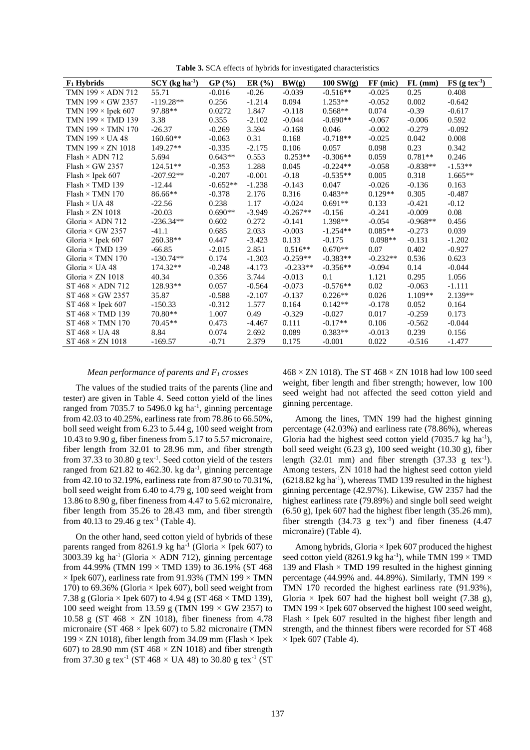**Table 3.** SCA effects of hybrids for investigated characteristics

| $F_1$ Hybrids | SCY (kg ha$^{-1}$) | GP (%) | ER (%) | BW(g) | 100 SW(g) | FF (mic) | FL (mm) | FS (g tex$^{-1}$) |
|---|---|---|---|---|---|---|---|---|
| TMN 199 × ADN 712 | 55.71 | -0.016 | -0.26 | -0.039 | -0.516** | -0.025 | 0.25 | 0.408 |
| TMN 199 × GW 2357 | -119.28** | 0.256 | -1.214 | 0.094 | 1.253** | -0.052 | 0.002 | -0.642 |
| TMN 199 × Ipek 607 | 97.88** | 0.0272 | 1.847 | -0.118 | 0.568** | 0.074 | -0.39 | -0.617 |
| TMN 199 × TMD 139 | 3.38 | 0.355 | -2.102 | -0.044 | -0.690** | -0.067 | -0.006 | 0.592 |
| TMN 199 × TMN 170 | -26.37 | -0.269 | 3.594 | -0.168 | 0.046 | -0.002 | -0.279 | -0.092 |
| TMN 199 × UA 48 | 160.60** | -0.063 | 0.31 | 0.168 | -0.718** | -0.025 | 0.042 | 0.008 |
| TMN 199 × ZN 1018 | 149.27** | -0.335 | -2.175 | 0.106 | 0.057 | 0.098 | 0.23 | 0.342 |
| Flash × ADN 712 | 5.694 | 0.643** | 0.553 | 0.253** | -0.306** | 0.059 | 0.781** | 0.246 |
| Flash × GW 2357 | 124.51** | -0.353 | 1.288 | 0.045 | -0.224** | -0.058 | -0.838** | -1.53** |
| Flash × Ipek 607 | -207.92** | -0.207 | -0.001 | -0.18 | -0.535** | 0.005 | 0.318 | 1.665** |
| Flash × TMD 139 | -12.44 | -0.652** | -1.238 | -0.143 | 0.047 | -0.026 | -0.136 | 0.163 |
| Flash × TMN 170 | 86.66** | -0.378 | 2.176 | 0.316 | 0.483** | 0.129** | 0.305 | -0.487 |
| Flash × UA 48 | -22.56 | 0.238 | 1.17 | -0.024 | 0.691** | 0.133 | -0.421 | -0.12 |
| Flash × ZN 1018 | -20.03 | 0.690** | -3.949 | -0.267** | -0.156 | -0.241 | -0.009 | 0.08 |
| Gloria × ADN 712 | -236.34** | 0.602 | 0.272 | -0.141 | 1.398** | -0.054 | -0.968** | 0.456 |
| Gloria × GW 2357 | -41.1 | 0.685 | 2.033 | -0.003 | -1.254** | 0.085** | -0.273 | 0.039 |
| Gloria × Ipek 607 | 260.38** | 0.447 | -3.423 | 0.133 | -0.175 | 0.098** | -0.131 | -1.202 |
| Gloria × TMD 139 | -66.85 | -2.015 | 2.851 | 0.516** | 0.670** | 0.07 | 0.402 | -0.927 |
| Gloria × TMN 170 | -130.74** | 0.174 | -1.303 | -0.259** | -0.383** | -0.232** | 0.536 | 0.623 |
| Gloria × UA 48 | 174.32** | -0.248 | -4.173 | -0.233** | -0.356** | -0.094 | 0.14 | -0.044 |
| Gloria × ZN 1018 | 40.34 | 0.356 | 3.744 | -0.013 | 0.1 | 1.121 | 0.295 | 1.056 |
| ST 468 × ADN 712 | 128.93** | 0.057 | -0.564 | -0.073 | -0.576** | 0.02 | -0.063 | -1.111 |
| ST 468 × GW 2357 | 35.87 | -0.588 | -2.107 | -0.137 | 0.226** | 0.026 | 1.109** | 2.139** |
| ST 468 × Ipek 607 | -150.33 | -0.312 | 1.577 | 0.164 | 0.142** | -0.178 | 0.052 | 0.164 |
| ST 468 × TMD 139 | 70.80** | 1.007 | 0.49 | -0.329 | -0.027 | 0.017 | -0.259 | 0.173 |
| ST 468 × TMN 170 | 70.45** | 0.473 | -4.467 | 0.111 | -0.17** | 0.106 | -0.562 | -0.044 |
| ST 468 × UA 48 | 8.84 | 0.074 | 2.692 | 0.089 | 0.383** | -0.013 | 0.239 | 0.156 |
| ST 468 × ZN 1018 | -169.57 | -0.71 | 2.379 | 0.175 | -0.001 | 0.022 | -0.516 | -1.477 |

### *Mean performance of parents and $F_1$ crosses*

The values of the studied traits of the parents (line and tester) are given in Table 4. Seed cotton yield of the lines ranged from 7035.7 to 5496.0 kg ha$^{-1}$, ginning percentage from 42.03 to 40.25%, earliness rate from 78.86 to 66.50%, boll seed weight from 6.23 to 5.44 g, 100 seed weight from 10.43 to 9.90 g, fiber fineness from 5.17 to 5.57 micronaire, fiber length from 32.01 to 28.96 mm, and fiber strength from 37.33 to 30.80 g tex$^{-1}$. Seed cotton yield of the testers ranged from 621.82 to 462.30. kg da$^{-1}$, ginning percentage from 42.10 to 32.19%, earliness rate from 87.90 to 70.31%, boll seed weight from 6.40 to 4.79 g, 100 seed weight from 13.86 to 8.90 g, fiber fineness from 4.47 to 5.62 micronaire, fiber length from 35.26 to 28.43 mm, and fiber strength from 40.13 to 29.46 g tex$^{-1}$ (Table 4).

On the other hand, seed cotton yield of hybrids of these parents ranged from 8261.9 kg ha$^{-1}$ (Gloria × Ipek 607) to 3003.39 kg ha$^{-1}$ (Gloria × ADN 712), ginning percentage from 44.99% (TMN 199 × TMD 139) to 36.19% (ST 468 × Ipek 607), earliness rate from 91.93% (TMN 199 × TMN 170) to 69.36% (Gloria × Ipek 607), boll seed weight from 7.38 g (Gloria × Ipek 607) to 4.94 g (ST 468 × TMD 139), 100 seed weight from 13.59 g (TMN 199 × GW 2357) to 10.58 g (ST 468 × ZN 1018), fiber fineness from 4.78 micronaire (ST 468 × Ipek 607) to 5.82 micronaire (TMN 199 × ZN 1018), fiber length from 34.09 mm (Flash × Ipek 607) to 28.90 mm (ST 468 × ZN 1018) and fiber strength from 37.30 g tex$^{-1}$ (ST 468 × UA 48) to 30.80 g tex$^{-1}$ (ST 468 × ZN 1018). The ST 468 × ZN 1018 had low 100 seed weight, fiber length and fiber strength; however, low 100 seed weight had not affected the seed cotton yield and ginning percentage.

Among the lines, TMN 199 had the highest ginning percentage (42.03%) and earliness rate (78.86%), whereas Gloria had the highest seed cotton yield (7035.7 kg ha$^{-1}$), boll seed weight (6.23 g), 100 seed weight (10.30 g), fiber length (32.01 mm) and fiber strength (37.33 g tex$^{-1}$). Among testers, ZN 1018 had the highest seed cotton yield (6218.82 kg ha$^{-1}$), whereas TMD 139 resulted in the highest ginning percentage (42.97%). Likewise, GW 2357 had the highest earliness rate (79.89%) and single boll seed weight (6.50 g), Ipek 607 had the highest fiber length (35.26 mm), fiber strength (34.73 g tex$^{-1}$) and fiber fineness (4.47 micronaire) (Table 4).

Among hybrids, Gloria × Ipek 607 produced the highest seed cotton yield (8261.9 kg ha$^{-1}$), while TMN 199 × TMD 139 and Flash × TMD 199 resulted in the highest ginning percentage (44.99% and. 44.89%). Similarly, TMN 199 × TMN 170 recorded the highest earliness rate (91.93%), Gloria × Ipek 607 had the highest boll weight (7.38 g), TMN 199 × Ipek 607 observed the highest 100 seed weight, Flash × Ipek 607 resulted in the highest fiber length and strength, and the thinnest fibers were recorded for ST 468 × Ipek 607 (Table 4).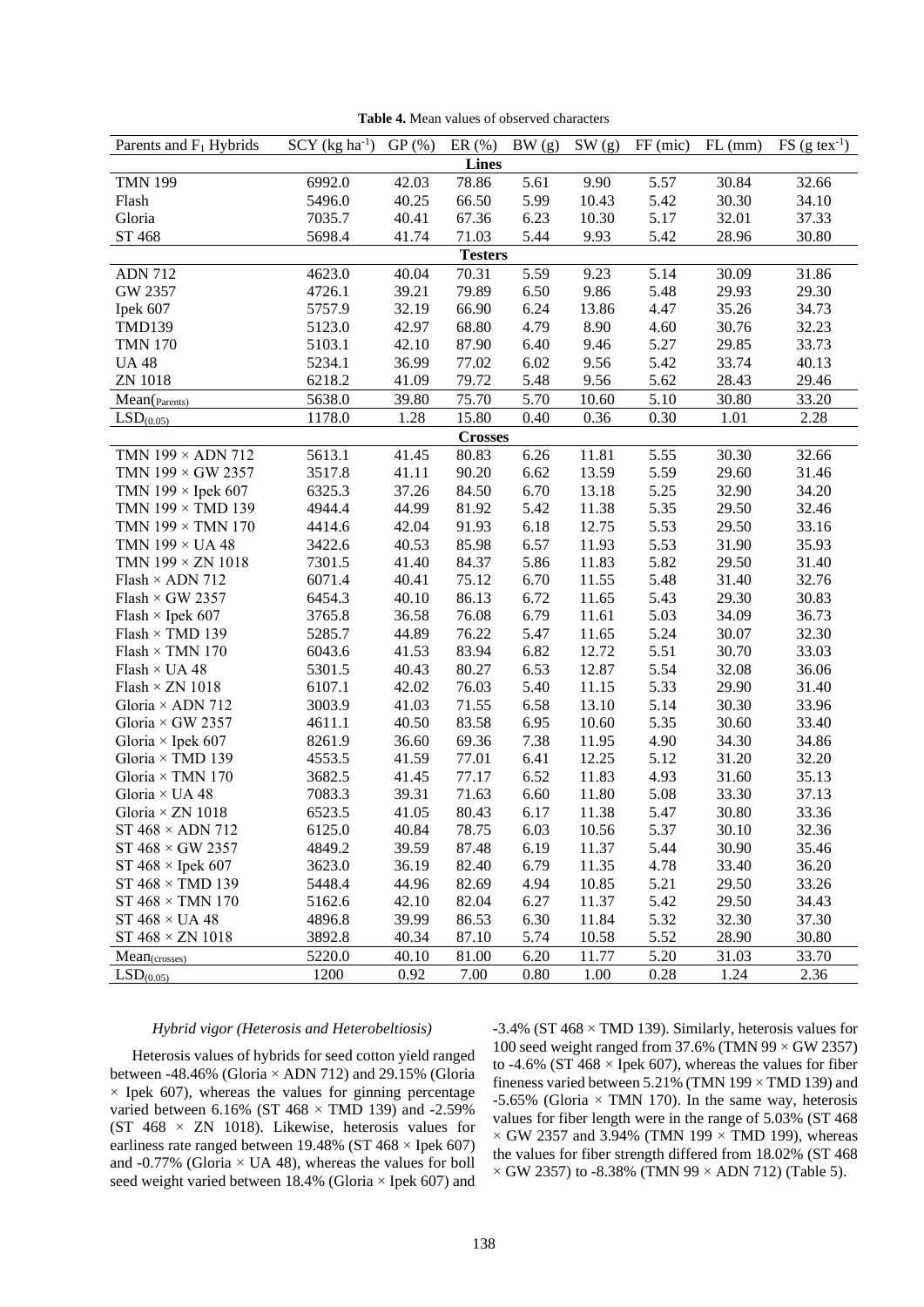**Table 4.** Mean values of observed characters

| Parents and $F_1$ Hybrids | SCY (kg $ha^{-1}$) | GP (%) | ER (%) | BW (g) | SW (g) | FF (mic) | FL (mm) | FS (g $tex^{-1}$) |
|---|---|---|---|---|---|---|---|---|
| **Lines** | | | | | | | | |
| TMN 199 | 6992.0 | 42.03 | 78.86 | 5.61 | 9.90 | 5.57 | 30.84 | 32.66 |
| Flash | 5496.0 | 40.25 | 66.50 | 5.99 | 10.43 | 5.42 | 30.30 | 34.10 |
| Gloria | 7035.7 | 40.41 | 67.36 | 6.23 | 10.30 | 5.17 | 32.01 | 37.33 |
| ST 468 | 5698.4 | 41.74 | 71.03 | 5.44 | 9.93 | 5.42 | 28.96 | 30.80 |
| **Testers** | | | | | | | | |
| ADN 712 | 4623.0 | 40.04 | 70.31 | 5.59 | 9.23 | 5.14 | 30.09 | 31.86 |
| GW 2357 | 4726.1 | 39.21 | 79.89 | 6.50 | 9.86 | 5.48 | 29.93 | 29.30 |
| Ipek 607 | 5757.9 | 32.19 | 66.90 | 6.24 | 13.86 | 4.47 | 35.26 | 34.73 |
| TMD139 | 5123.0 | 42.97 | 68.80 | 4.79 | 8.90 | 4.60 | 30.76 | 32.23 |
| TMN 170 | 5103.1 | 42.10 | 87.90 | 6.40 | 9.46 | 5.27 | 29.85 | 33.73 |
| UA 48 | 5234.1 | 36.99 | 77.02 | 6.02 | 9.56 | 5.42 | 33.74 | 40.13 |
| ZN 1018 | 6218.2 | 41.09 | 79.72 | 5.48 | 9.56 | 5.62 | 28.43 | 29.46 |
| $Mean_{(Parents)}$ | 5638.0 | 39.80 | 75.70 | 5.70 | 10.60 | 5.10 | 30.80 | 33.20 |
| $LSD_{(0.05)}$ | 1178.0 | 1.28 | 15.80 | 0.40 | 0.36 | 0.30 | 1.01 | 2.28 |
| **Crosses** | | | | | | | | |
| TMN 199 × ADN 712 | 5613.1 | 41.45 | 80.83 | 6.26 | 11.81 | 5.55 | 30.30 | 32.66 |
| TMN 199 × GW 2357 | 3517.8 | 41.11 | 90.20 | 6.62 | 13.59 | 5.59 | 29.60 | 31.46 |
| TMN 199 × Ipek 607 | 6325.3 | 37.26 | 84.50 | 6.70 | 13.18 | 5.25 | 32.90 | 34.20 |
| TMN 199 × TMD 139 | 4944.4 | 44.99 | 81.92 | 5.42 | 11.38 | 5.35 | 29.50 | 32.46 |
| TMN 199 × TMN 170 | 4414.6 | 42.04 | 91.93 | 6.18 | 12.75 | 5.53 | 29.50 | 33.16 |
| TMN 199 × UA 48 | 3422.6 | 40.53 | 85.98 | 6.57 | 11.93 | 5.53 | 31.90 | 35.93 |
| TMN 199 × ZN 1018 | 7301.5 | 41.40 | 84.37 | 5.86 | 11.83 | 5.82 | 29.50 | 31.40 |
| Flash × ADN 712 | 6071.4 | 40.41 | 75.12 | 6.70 | 11.55 | 5.48 | 31.40 | 32.76 |
| Flash × GW 2357 | 6454.3 | 40.10 | 86.13 | 6.72 | 11.65 | 5.43 | 29.30 | 30.83 |
| Flash × Ipek 607 | 3765.8 | 36.58 | 76.08 | 6.79 | 11.61 | 5.03 | 34.09 | 36.73 |
| Flash × TMD 139 | 5285.7 | 44.89 | 76.22 | 5.47 | 11.65 | 5.24 | 30.07 | 32.30 |
| Flash × TMN 170 | 6043.6 | 41.53 | 83.94 | 6.82 | 12.72 | 5.51 | 30.70 | 33.03 |
| Flash × UA 48 | 5301.5 | 40.43 | 80.27 | 6.53 | 12.87 | 5.54 | 32.08 | 36.06 |
| Flash × ZN 1018 | 6107.1 | 42.02 | 76.03 | 5.40 | 11.15 | 5.33 | 29.90 | 31.40 |
| Gloria × ADN 712 | 3003.9 | 41.03 | 71.55 | 6.58 | 13.10 | 5.14 | 30.30 | 33.96 |
| Gloria × GW 2357 | 4611.1 | 40.50 | 83.58 | 6.95 | 10.60 | 5.35 | 30.60 | 33.40 |
| Gloria × Ipek 607 | 8261.9 | 36.60 | 69.36 | 7.38 | 11.95 | 4.90 | 34.30 | 34.86 |
| Gloria × TMD 139 | 4553.5 | 41.59 | 77.01 | 6.41 | 12.25 | 5.12 | 31.20 | 32.20 |
| Gloria × TMN 170 | 3682.5 | 41.45 | 77.17 | 6.52 | 11.83 | 4.93 | 31.60 | 35.13 |
| Gloria × UA 48 | 7083.3 | 39.31 | 71.63 | 6.60 | 11.80 | 5.08 | 33.30 | 37.13 |
| Gloria × ZN 1018 | 6523.5 | 41.05 | 80.43 | 6.17 | 11.38 | 5.47 | 30.80 | 33.36 |
| ST 468 × ADN 712 | 6125.0 | 40.84 | 78.75 | 6.03 | 10.56 | 5.37 | 30.10 | 32.36 |
| ST 468 × GW 2357 | 4849.2 | 39.59 | 87.48 | 6.19 | 11.37 | 5.44 | 30.90 | 35.46 |
| ST 468 × Ipek 607 | 3623.0 | 36.19 | 82.40 | 6.79 | 11.35 | 4.78 | 33.40 | 36.20 |
| ST 468 × TMD 139 | 5448.4 | 44.96 | 82.69 | 4.94 | 10.85 | 5.21 | 29.50 | 33.26 |
| ST 468 × TMN 170 | 5162.6 | 42.10 | 82.04 | 6.27 | 11.37 | 5.42 | 29.50 | 34.43 |
| ST 468 × UA 48 | 4896.8 | 39.99 | 86.53 | 6.30 | 11.84 | 5.32 | 32.30 | 37.30 |
| ST 468 × ZN 1018 | 3892.8 | 40.34 | 87.10 | 5.74 | 10.58 | 5.52 | 28.90 | 30.80 |
| $Mean_{(crosses)}$ | 5220.0 | 40.10 | 81.00 | 6.20 | 11.77 | 5.20 | 31.03 | 33.70 |
| $LSD_{(0.05)}$ | 1200 | 0.92 | 7.00 | 0.80 | 1.00 | 0.28 | 1.24 | 2.36 |

### *Hybrid vigor (Heterosis and Heterobeltiosis)*

Heterosis values of hybrids for seed cotton yield ranged between -48.46% (Gloria × ADN 712) and 29.15% (Gloria × Ipek 607), whereas the values for ginning percentage varied between 6.16% (ST 468 × TMD 139) and -2.59% (ST 468 × ZN 1018). Likewise, heterosis values for earliness rate ranged between 19.48% (ST 468 × Ipek 607) and -0.77% (Gloria × UA 48), whereas the values for boll seed weight varied between 18.4% (Gloria × Ipek 607) and -3.4% (ST 468 × TMD 139). Similarly, heterosis values for 100 seed weight ranged from 37.6% (TMN 99 × GW 2357) to -4.6% (ST 468 × Ipek 607), whereas the values for fiber fineness varied between 5.21% (TMN 199 × TMD 139) and -5.65% (Gloria × TMN 170). In the same way, heterosis values for fiber length were in the range of 5.03% (ST 468 × GW 2357 and 3.94% (TMN 199 × TMD 199), whereas the values for fiber strength differed from 18.02% (ST 468 × GW 2357) to -8.38% (TMN 99 × ADN 712) (Table 5).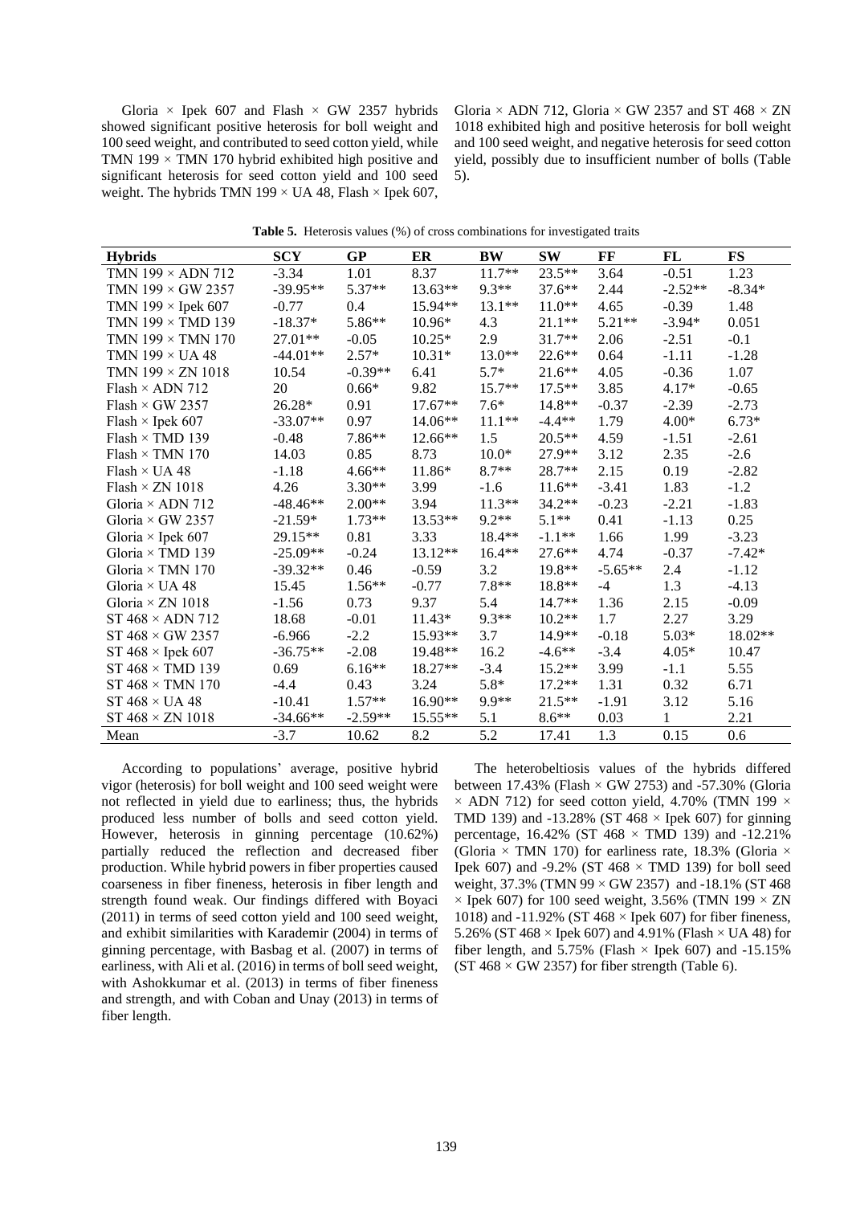Gloria × Ipek 607 and Flash × GW 2357 hybrids showed significant positive heterosis for boll weight and 100 seed weight, and contributed to seed cotton yield, while TMN 199 × TMN 170 hybrid exhibited high positive and significant heterosis for seed cotton yield and 100 seed weight. The hybrids TMN 199 × UA 48, Flash × Ipek 607, Gloria × ADN 712, Gloria × GW 2357 and ST 468 × ZN 1018 exhibited high and positive heterosis for boll weight and 100 seed weight, and negative heterosis for seed cotton yield, possibly due to insufficient number of bolls (Table 5).

**Table 5.** Heterosis values (%) of cross combinations for investigated traits

| Hybrids | SCY | GP | ER | BW | SW | FF | FL | FS |
|---|---|---|---|---|---|---|---|---|
| TMN 199 × ADN 712 | -3.34 | 1.01 | 8.37 | 11.7** | 23.5** | 3.64 | -0.51 | 1.23 |
| TMN 199 × GW 2357 | -39.95** | 5.37** | 13.63** | 9.3** | 37.6** | 2.44 | -2.52** | -8.34* |
| TMN 199 × Ipek 607 | -0.77 | 0.4 | 15.94** | 13.1** | 11.0** | 4.65 | -0.39 | 1.48 |
| TMN 199 × TMD 139 | -18.37* | 5.86** | 10.96* | 4.3 | 21.1** | 5.21** | -3.94* | 0.051 |
| TMN 199 × TMN 170 | 27.01** | -0.05 | 10.25* | 2.9 | 31.7** | 2.06 | -2.51 | -0.1 |
| TMN 199 × UA 48 | -44.01** | 2.57* | 10.31* | 13.0** | 22.6** | 0.64 | -1.11 | -1.28 |
| TMN 199 × ZN 1018 | 10.54 | -0.39** | 6.41 | 5.7* | 21.6** | 4.05 | -0.36 | 1.07 |
| Flash × ADN 712 | 20 | 0.66* | 9.82 | 15.7** | 17.5** | 3.85 | 4.17* | -0.65 |
| Flash × GW 2357 | 26.28* | 0.91 | 17.67** | 7.6* | 14.8** | -0.37 | -2.39 | -2.73 |
| Flash × Ipek 607 | -33.07** | 0.97 | 14.06** | 11.1** | -4.4** | 1.79 | 4.00* | 6.73* |
| Flash × TMD 139 | -0.48 | 7.86** | 12.66** | 1.5 | 20.5** | 4.59 | -1.51 | -2.61 |
| Flash × TMN 170 | 14.03 | 0.85 | 8.73 | 10.0* | 27.9** | 3.12 | 2.35 | -2.6 |
| Flash × UA 48 | -1.18 | 4.66** | 11.86* | 8.7** | 28.7** | 2.15 | 0.19 | -2.82 |
| Flash × ZN 1018 | 4.26 | 3.30** | 3.99 | -1.6 | 11.6** | -3.41 | 1.83 | -1.2 |
| Gloria × ADN 712 | -48.46** | 2.00** | 3.94 | 11.3** | 34.2** | -0.23 | -2.21 | -1.83 |
| Gloria × GW 2357 | -21.59* | 1.73** | 13.53** | 9.2** | 5.1** | 0.41 | -1.13 | 0.25 |
| Gloria × Ipek 607 | 29.15** | 0.81 | 3.33 | 18.4** | -1.1** | 1.66 | 1.99 | -3.23 |
| Gloria × TMD 139 | -25.09** | -0.24 | 13.12** | 16.4** | 27.6** | 4.74 | -0.37 | -7.42* |
| Gloria × TMN 170 | -39.32** | 0.46 | -0.59 | 3.2 | 19.8** | -5.65** | 2.4 | -1.12 |
| Gloria × UA 48 | 15.45 | 1.56** | -0.77 | 7.8** | 18.8** | -4 | 1.3 | -4.13 |
| Gloria × ZN 1018 | -1.56 | 0.73 | 9.37 | 5.4 | 14.7** | 1.36 | 2.15 | -0.09 |
| ST 468 × ADN 712 | 18.68 | -0.01 | 11.43* | 9.3** | 10.2** | 1.7 | 2.27 | 3.29 |
| ST 468 × GW 2357 | -6.966 | -2.2 | 15.93** | 3.7 | 14.9** | -0.18 | 5.03* | 18.02** |
| ST 468 × Ipek 607 | -36.75** | -2.08 | 19.48** | 16.2 | -4.6** | -3.4 | 4.05* | 10.47 |
| ST 468 × TMD 139 | 0.69 | 6.16** | 18.27** | -3.4 | 15.2** | 3.99 | -1.1 | 5.55 |
| ST 468 × TMN 170 | -4.4 | 0.43 | 3.24 | 5.8* | 17.2** | 1.31 | 0.32 | 6.71 |
| ST 468 × UA 48 | -10.41 | 1.57** | 16.90** | 9.9** | 21.5** | -1.91 | 3.12 | 5.16 |
| ST 468 × ZN 1018 | -34.66** | -2.59** | 15.55** | 5.1 | 8.6** | 0.03 | 1 | 2.21 |
| Mean | -3.7 | 10.62 | 8.2 | 5.2 | 17.41 | 1.3 | 0.15 | 0.6 |

According to populations' average, positive hybrid vigor (heterosis) for boll weight and 100 seed weight were not reflected in yield due to earliness; thus, the hybrids produced less number of bolls and seed cotton yield. However, heterosis in ginning percentage (10.62%) partially reduced the reflection and decreased fiber production. While hybrid powers in fiber properties caused coarseness in fiber fineness, heterosis in fiber length and strength found weak. Our findings differed with Boyaci (2011) in terms of seed cotton yield and 100 seed weight, and exhibit similarities with Karademir (2004) in terms of ginning percentage, with Basbag et al. (2007) in terms of earliness, with Ali et al. (2016) in terms of boll seed weight, with Ashokkumar et al. (2013) in terms of fiber fineness and strength, and with Coban and Unay (2013) in terms of fiber length.

The heterobeltiosis values of the hybrids differed between 17.43% (Flash × GW 2753) and -57.30% (Gloria × ADN 712) for seed cotton yield, 4.70% (TMN 199 × TMD 139) and -13.28% (ST 468 × Ipek 607) for ginning percentage, 16.42% (ST 468 × TMD 139) and -12.21% (Gloria × TMN 170) for earliness rate, 18.3% (Gloria × Ipek 607) and -9.2% (ST 468 × TMD 139) for boll seed weight, 37.3% (TMN 99 × GW 2357) and -18.1% (ST 468 × Ipek 607) for 100 seed weight, 3.56% (TMN 199 × ZN 1018) and -11.92% (ST 468 × Ipek 607) for fiber fineness, 5.26% (ST 468 × Ipek 607) and 4.91% (Flash × UA 48) for fiber length, and 5.75% (Flash × Ipek 607) and -15.15% (ST 468 × GW 2357) for fiber strength (Table 6).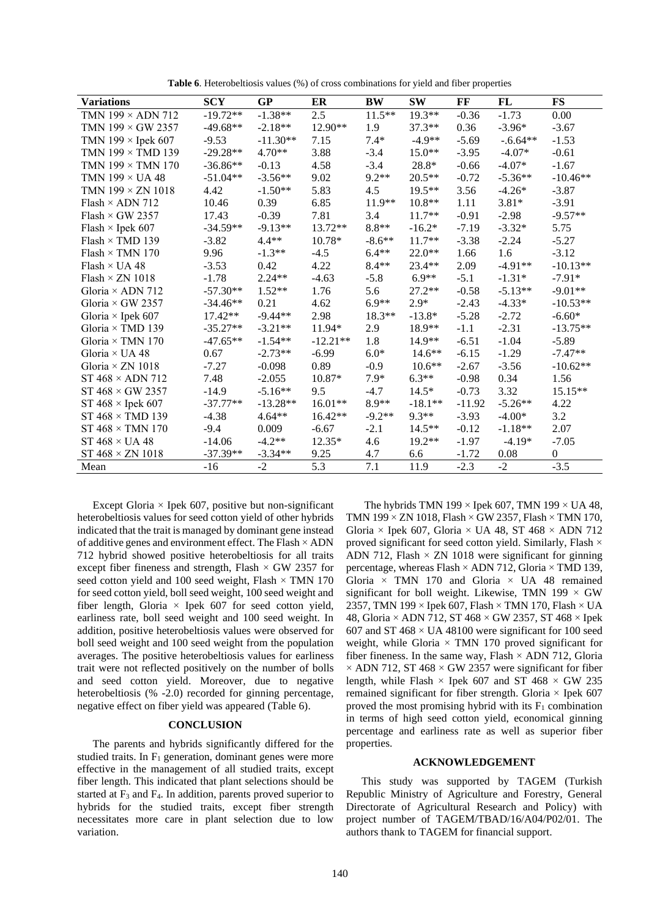**Table 6**. Heterobeltiosis values (%) of cross combinations for yield and fiber properties

| Variations | SCY | GP | ER | BW | SW | FF | FL | FS |
|---|---|---|---|---|---|---|---|---|
| TMN 199 × ADN 712 | -19.72** | -1.38** | 2.5 | 11.5** | 19.3** | -0.36 | -1.73 | 0.00 |
| TMN 199 × GW 2357 | -49.68** | -2.18** | 12.90** | 1.9 | 37.3** | 0.36 | -3.96* | -3.67 |
| TMN 199 × Ipek 607 | -9.53 | -11.30** | 7.15 | 7.4* | -4.9** | -5.69 | -.6.64** | -1.53 |
| TMN 199 × TMD 139 | -29.28** | 4.70** | 3.88 | -3.4 | 15.0** | -3.95 | -4.07* | -0.61 |
| TMN 199 × TMN 170 | -36.86** | -0.13 | 4.58 | -3.4 | 28.8* | -0.66 | -4.07* | -1.67 |
| TMN 199 × UA 48 | -51.04** | -3.56** | 9.02 | 9.2** | 20.5** | -0.72 | -5.36** | -10.46** |
| TMN 199 × ZN 1018 | 4.42 | -1.50** | 5.83 | 4.5 | 19.5** | 3.56 | -4.26* | -3.87 |
| Flash × ADN 712 | 10.46 | 0.39 | 6.85 | 11.9** | 10.8** | 1.11 | 3.81* | -3.91 |
| Flash × GW 2357 | 17.43 | -0.39 | 7.81 | 3.4 | 11.7** | -0.91 | -2.98 | -9.57** |
| Flash × Ipek 607 | -34.59** | -9.13** | 13.72** | 8.8** | -16.2* | -7.19 | -3.32* | 5.75 |
| Flash × TMD 139 | -3.82 | 4.4** | 10.78* | -8.6** | 11.7** | -3.38 | -2.24 | -5.27 |
| Flash × TMN 170 | 9.96 | -1.3** | -4.5 | 6.4** | 22.0** | 1.66 | 1.6 | -3.12 |
| Flash × UA 48 | -3.53 | 0.42 | 4.22 | 8.4** | 23.4** | 2.09 | -4.91** | -10.13** |
| Flash × ZN 1018 | -1.78 | 2.24** | -4.63 | -5.8 | 6.9** | -5.1 | -1.31* | -7.91* |
| Gloria × ADN 712 | -57.30** | 1.52** | 1.76 | 5.6 | 27.2** | -0.58 | -5.13** | -9.01** |
| Gloria × GW 2357 | -34.46** | 0.21 | 4.62 | 6.9** | 2.9* | -2.43 | -4.33* | -10.53** |
| Gloria × Ipek 607 | 17.42** | -9.44** | 2.98 | 18.3** | -13.8* | -5.28 | -2.72 | -6.60* |
| Gloria × TMD 139 | -35.27** | -3.21** | 11.94* | 2.9 | 18.9** | -1.1 | -2.31 | -13.75** |
| Gloria × TMN 170 | -47.65** | -1.54** | -12.21** | 1.8 | 14.9** | -6.51 | -1.04 | -5.89 |
| Gloria × UA 48 | 0.67 | -2.73** | -6.99 | 6.0* | 14.6** | -6.15 | -1.29 | -7.47** |
| Gloria × ZN 1018 | -7.27 | -0.098 | 0.89 | -0.9 | 10.6** | -2.67 | -3.56 | -10.62** |
| ST 468 × ADN 712 | 7.48 | -2.055 | 10.87* | 7.9* | 6.3** | -0.98 | 0.34 | 1.56 |
| ST 468 × GW 2357 | -14.9 | -5.16** | 9.5 | -4.7 | 14.5* | -0.73 | 3.32 | 15.15** |
| ST 468 × Ipek 607 | -37.77** | -13.28** | 16.01** | 8.9** | -18.1** | -11.92 | -5.26** | 4.22 |
| ST 468 × TMD 139 | -4.38 | 4.64** | 16.42** | -9.2** | 9.3** | -3.93 | -4.00* | 3.2 |
| ST 468 × TMN 170 | -9.4 | 0.009 | -6.67 | -2.1 | 14.5** | -0.12 | -1.18** | 2.07 |
| ST 468 × UA 48 | -14.06 | -4.2** | 12.35* | 4.6 | 19.2** | -1.97 | -4.19* | -7.05 |
| ST 468 × ZN 1018 | -37.39** | -3.34** | 9.25 | 4.7 | 6.6 | -1.72 | 0.08 | 0 |
| Mean | -16 | -2 | 5.3 | 7.1 | 11.9 | -2.3 | -2 | -3.5 |

Except Gloria × Ipek 607, positive but non-significant heterobeltiosis values for seed cotton yield of other hybrids indicated that the trait is managed by dominant gene instead of additive genes and environment effect. The Flash × ADN 712 hybrid showed positive heterobeltiosis for all traits except fiber fineness and strength, Flash × GW 2357 for seed cotton yield and 100 seed weight, Flash × TMN 170 for seed cotton yield, boll seed weight, 100 seed weight and fiber length, Gloria × Ipek 607 for seed cotton yield, earliness rate, boll seed weight and 100 seed weight. In addition, positive heterobeltiosis values were observed for boll seed weight and 100 seed weight from the population averages. The positive heterobeltiosis values for earliness trait were not reflected positively on the number of bolls and seed cotton yield. Moreover, due to negative heterobeltiosis (% -2.0) recorded for ginning percentage, negative effect on fiber yield was appeared (Table 6).

## CONCLUSION

The parents and hybrids significantly differed for the studied traits. In $F_1$ generation, dominant genes were more effective in the management of all studied traits, except fiber length. This indicated that plant selections should be started at $F_3$ and $F_4$. In addition, parents proved superior to hybrids for the studied traits, except fiber strength necessitates more care in plant selection due to low variation.

The hybrids TMN 199 × Ipek 607, TMN 199 × UA 48, TMN 199 × ZN 1018, Flash × GW 2357, Flash × TMN 170, Gloria × Ipek 607, Gloria × UA 48, ST 468 × ADN 712 proved significant for seed cotton yield. Similarly, Flash × ADN 712, Flash × ZN 1018 were significant for ginning percentage, whereas Flash × ADN 712, Gloria × TMD 139, Gloria × TMN 170 and Gloria × UA 48 remained significant for boll weight. Likewise, TMN 199 × GW 2357, TMN 199 × Ipek 607, Flash × TMN 170, Flash × UA 48, Gloria × ADN 712, ST 468 × GW 2357, ST 468 × Ipek 607 and ST 468 × UA 48100 were significant for 100 seed weight, while Gloria × TMN 170 proved significant for fiber fineness. In the same way, Flash × ADN 712, Gloria × ADN 712, ST 468 × GW 2357 were significant for fiber length, while Flash × Ipek 607 and ST 468 × GW 235 remained significant for fiber strength. Gloria × Ipek 607 proved the most promising hybrid with its $F_1$ combination in terms of high seed cotton yield, economical ginning percentage and earliness rate as well as superior fiber properties.

## ACKNOWLEDGEMENT

This study was supported by TAGEM (Turkish Republic Ministry of Agriculture and Forestry, General Directorate of Agricultural Research and Policy) with project number of TAGEM/TBAD/16/A04/P02/01. The authors thank to TAGEM for financial support.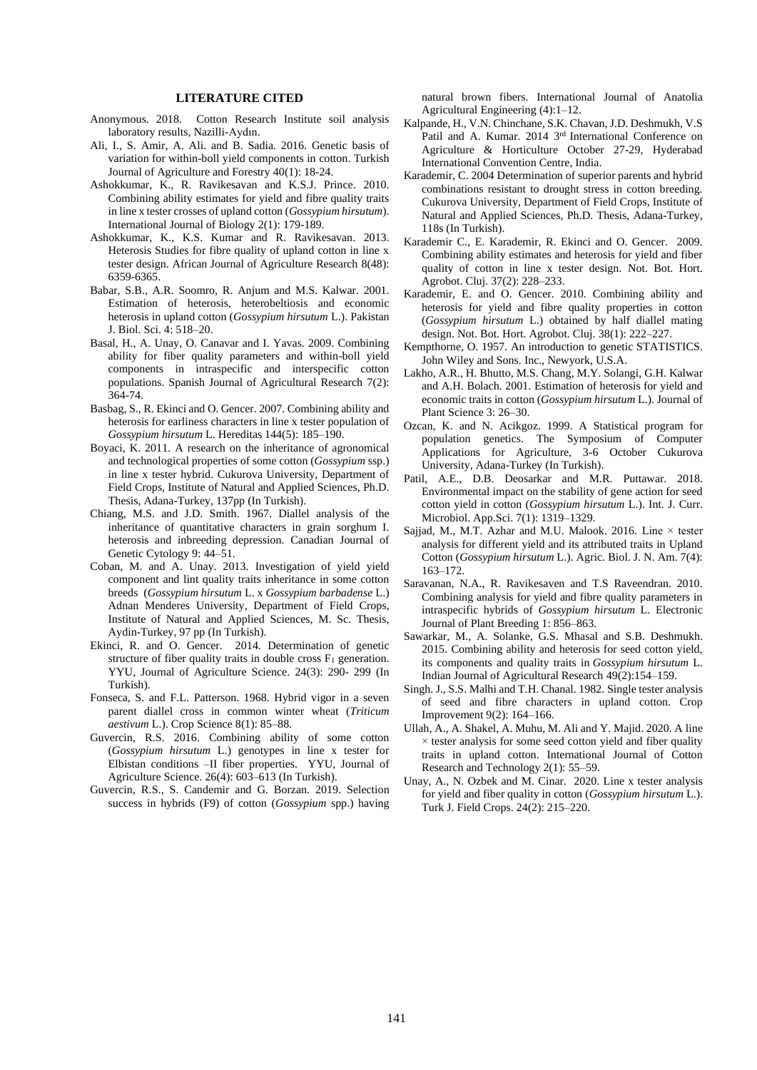## LITERATURE CITED

Anonymous. 2018. Cotton Research Institute soil analysis laboratory results, Nazilli-Aydın.

Ali, I., S. Amir, A. Ali. and B. Sadia. 2016. Genetic basis of variation for within-boll yield components in cotton. Turkish Journal of Agriculture and Forestry 40(1): 18-24.

Ashokkumar, K., R. Ravikesavan and K.S.J. Prince. 2010. Combining ability estimates for yield and fibre quality traits in line x tester crosses of upland cotton (*Gossypium hirsutum*). International Journal of Biology 2(1): 179-189.

Ashokkumar, K., K.S. Kumar and R. Ravikesavan. 2013. Heterosis Studies for fibre quality of upland cotton in line x tester design. African Journal of Agriculture Research 8(48): 6359-6365.

Babar, S.B., A.R. Soomro, R. Anjum and M.S. Kalwar. 2001. Estimation of heterosis, heterobeltiosis and economic heterosis in upland cotton (*Gossypium hirsutum* L.). Pakistan J. Biol. Sci. 4: 518–20.

Basal, H., A. Unay, O. Canavar and I. Yavas. 2009. Combining ability for fiber quality parameters and within-boll yield components in intraspecific and interspecific cotton populations. Spanish Journal of Agricultural Research 7(2): 364-74.

Basbag, S., R. Ekinci and O. Gencer. 2007. Combining ability and heterosis for earliness characters in line x tester population of *Gossypium hirsutum* L. Hereditas 144(5): 185–190.

Boyaci, K. 2011. A research on the inheritance of agronomical and technological properties of some cotton (*Gossypium* ssp.) in line x tester hybrid. Cukurova University, Department of Field Crops, Institute of Natural and Applied Sciences, Ph.D. Thesis, Adana-Turkey, 137pp (In Turkish).

Chiang, M.S. and J.D. Smith. 1967. Diallel analysis of the inheritance of quantitative characters in grain sorghum I. heterosis and inbreeding depression. Canadian Journal of Genetic Cytology 9: 44–51.

Coban, M. and A. Unay. 2013. Investigation of yield yield component and lint quality traits inheritance in some cotton breeds (*Gossypium hirsutum* L. x *Gossypium barbadense* L.) Adnan Menderes University, Department of Field Crops, Institute of Natural and Applied Sciences, M. Sc. Thesis, Aydin-Turkey, 97 pp (In Turkish).

Ekinci, R. and O. Gencer. 2014. Determination of genetic structure of fiber quality traits in double cross $F_1$ generation. YYU, Journal of Agriculture Science. 24(3): 290- 299 (In Turkish).

Fonseca, S. and F.L. Patterson. 1968. Hybrid vigor in a seven parent diallel cross in common winter wheat (*Triticum aestivum* L.). Crop Science 8(1): 85–88.

Guvercin, R.S. 2016. Combining ability of some cotton (*Gossypium hirsutum* L.) genotypes in line x tester for Elbistan conditions –II fiber properties. YYU, Journal of Agriculture Science. 26(4): 603–613 (In Turkish).

Guvercin, R.S., S. Candemir and G. Borzan. 2019. Selection success in hybrids (F9) of cotton (*Gossypium* spp.) having natural brown fibers. International Journal of Anatolia Agricultural Engineering (4):1–12.

Kalpande, H., V.N. Chinchane, S.K. Chavan, J.D. Deshmukh, V.S Patil and A. Kumar. 2014 3rd International Conference on Agriculture & Horticulture October 27-29, Hyderabad International Convention Centre, India.

Karademir, C. 2004 Determination of superior parents and hybrid combinations resistant to drought stress in cotton breeding. Cukurova University, Department of Field Crops, Institute of Natural and Applied Sciences, Ph.D. Thesis, Adana-Turkey, 118s (In Turkish).

Karademir C., E. Karademir, R. Ekinci and O. Gencer. 2009. Combining ability estimates and heterosis for yield and fiber quality of cotton in line x tester design. Not. Bot. Hort. Agrobot. Cluj. 37(2): 228–233.

Karademir, E. and O. Gencer. 2010. Combining ability and heterosis for yield and fibre quality properties in cotton (*Gossypium hirsutum* L.) obtained by half diallel mating design. Not. Bot. Hort. Agrobot. Cluj. 38(1): 222–227.

Kempthorne, O. 1957. An introduction to genetic STATISTICS. John Wiley and Sons. Inc., Newyork, U.S.A.

Lakho, A.R., H. Bhutto, M.S. Chang, M.Y. Solangi, G.H. Kalwar and A.H. Bolach. 2001. Estimation of heterosis for yield and economic traits in cotton (*Gossypium hirsutum* L.). Journal of Plant Science 3: 26–30.

Ozcan, K. and N. Acikgoz. 1999. A Statistical program for population genetics. The Symposium of Computer Applications for Agriculture, 3-6 October Cukurova University, Adana-Turkey (In Turkish).

Patil, A.E., D.B. Deosarkar and M.R. Puttawar. 2018. Environmental impact on the stability of gene action for seed cotton yield in cotton (*Gossypium hirsutum* L.). Int. J. Curr. Microbiol. App.Sci. 7(1): 1319–1329.

Sajjad, M., M.T. Azhar and M.U. Malook. 2016. Line × tester analysis for different yield and its attributed traits in Upland Cotton (*Gossypium hirsutum* L.). Agric. Biol. J. N. Am. 7(4): 163–172.

Saravanan, N.A., R. Ravikesaven and T.S Raveendran. 2010. Combining analysis for yield and fibre quality parameters in intraspecific hybrids of *Gossypium hirsutum* L. Electronic Journal of Plant Breeding 1: 856–863.

Sawarkar, M., A. Solanke, G.S. Mhasal and S.B. Deshmukh. 2015. Combining ability and heterosis for seed cotton yield, its components and quality traits in *Gossypium hirsutum* L. Indian Journal of Agricultural Research 49(2):154–159.

Singh. J., S.S. Malhi and T.H. Chanal. 1982. Single tester analysis of seed and fibre characters in upland cotton. Crop Improvement 9(2): 164–166.

Ullah, A., A. Shakel, A. Muhu, M. Ali and Y. Majid. 2020. A line × tester analysis for some seed cotton yield and fiber quality traits in upland cotton. International Journal of Cotton Research and Technology 2(1): 55–59.

Unay, A., N. Ozbek and M. Cinar. 2020. Line x tester analysis for yield and fiber quality in cotton (*Gossypium hirsutum* L.). Turk J. Field Crops. 24(2): 215–220.